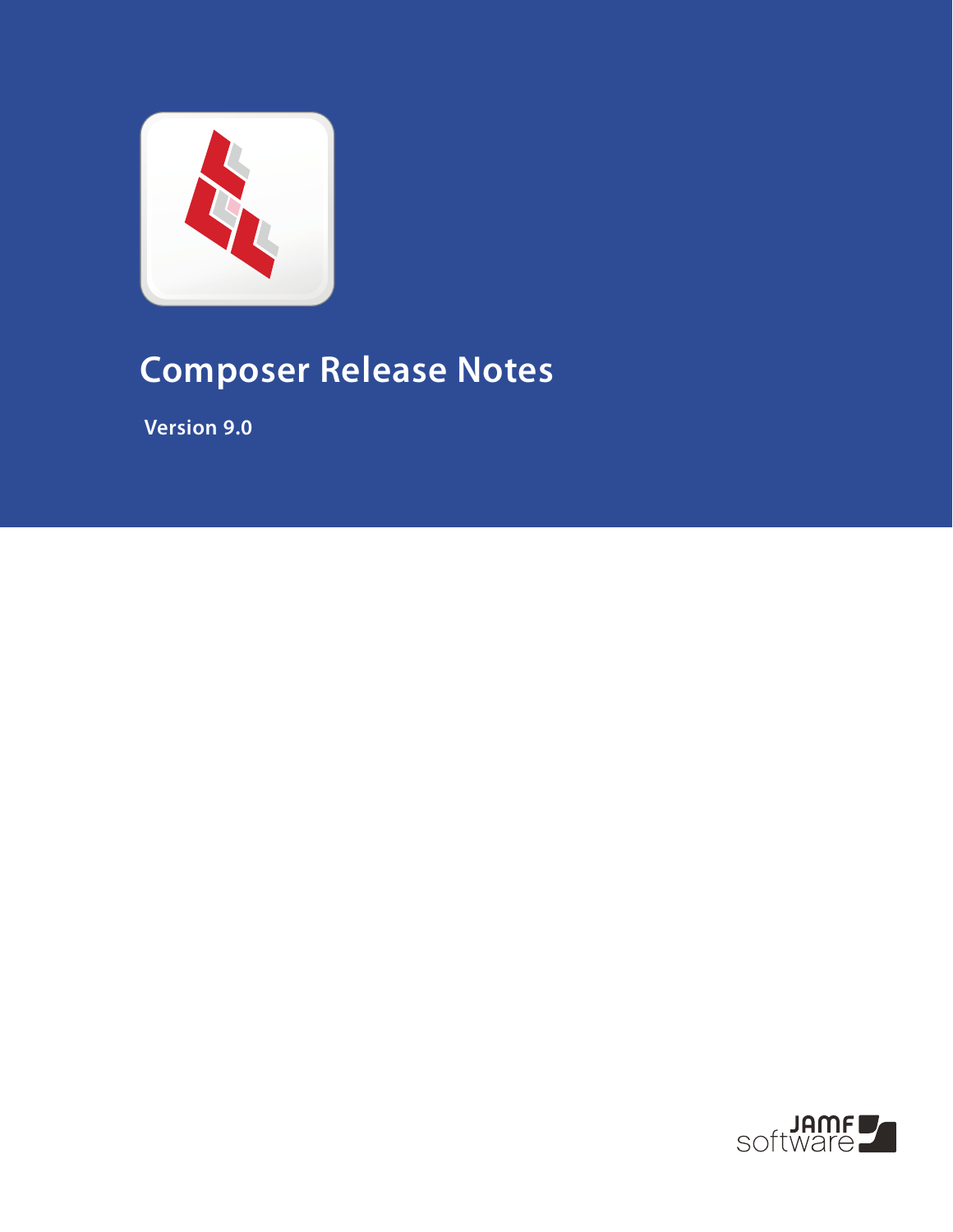# Composer Release Notes

**Version 9.0**

JAMF software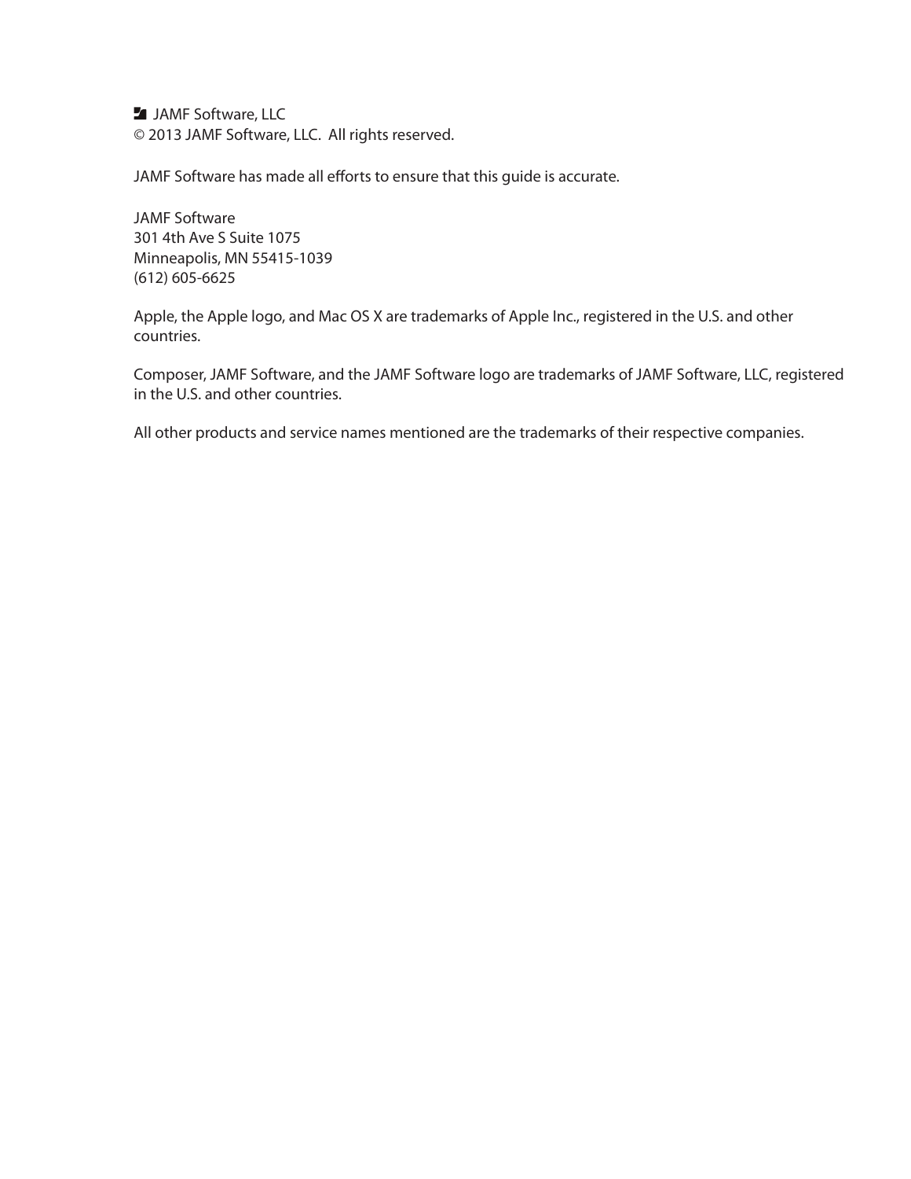JAMF Software, LLC
© 2013 JAMF Software, LLC. All rights reserved.

JAMF Software has made all efforts to ensure that this guide is accurate.

JAMF Software
301 4th Ave S Suite 1075
Minneapolis, MN 55415-1039
(612) 605-6625

Apple, the Apple logo, and Mac OS X are trademarks of Apple Inc., registered in the U.S. and other countries.

Composer, JAMF Software, and the JAMF Software logo are trademarks of JAMF Software, LLC, registered in the U.S. and other countries.

All other products and service names mentioned are the trademarks of their respective companies.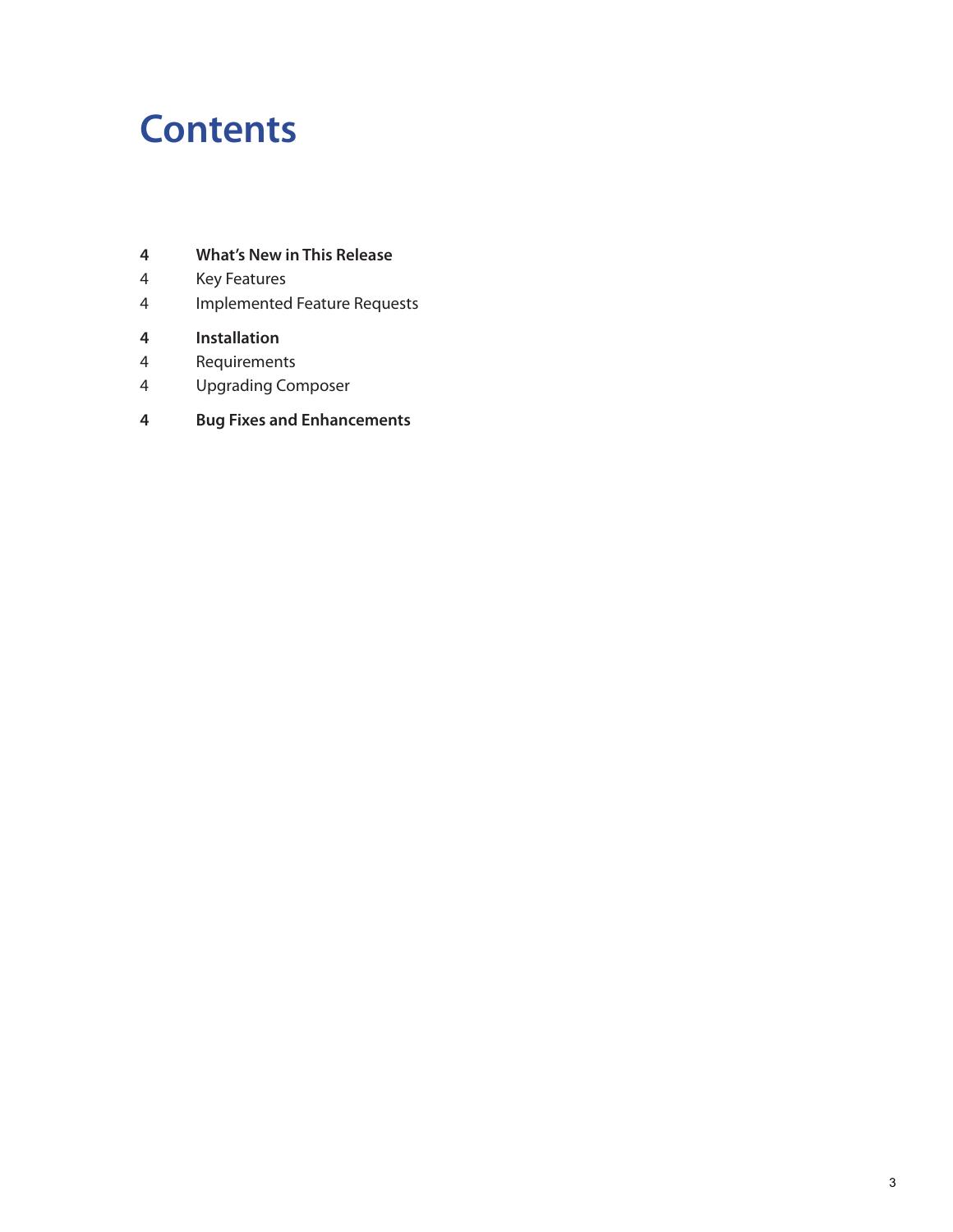# Contents

**4** **What's New in This Release**

4 Key Features

4 Implemented Feature Requests

**4** **Installation**

4 Requirements

4 Upgrading Composer

**4** **Bug Fixes and Enhancements**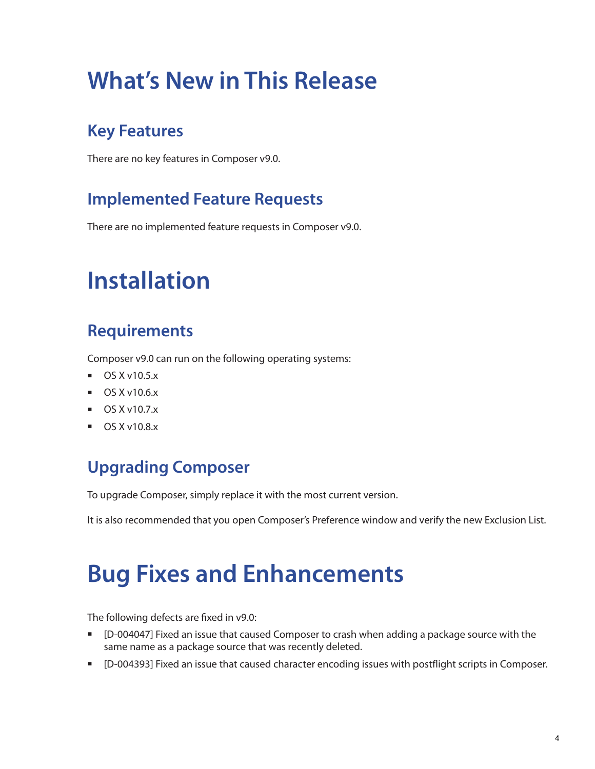# What's New in This Release

## Key Features

There are no key features in Composer v9.0.

## Implemented Feature Requests

There are no implemented feature requests in Composer v9.0.

# Installation

## Requirements

Composer v9.0 can run on the following operating systems:

- OS X v10.5.x
- OS X v10.6.x
- OS X v10.7.x
- OS X v10.8.x

## Upgrading Composer

To upgrade Composer, simply replace it with the most current version.

It is also recommended that you open Composer's Preference window and verify the new Exclusion List.

# Bug Fixes and Enhancements

The following defects are fixed in v9.0:

- [D-004047] Fixed an issue that caused Composer to crash when adding a package source with the same name as a package source that was recently deleted.
- [D-004393] Fixed an issue that caused character encoding issues with postflight scripts in Composer.